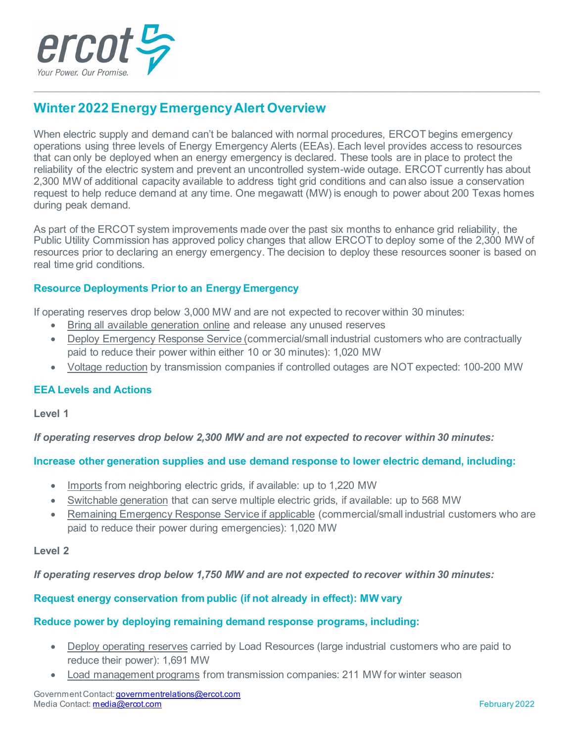# Winter 2022 Energy Emergency Alert Overview

When electric supply and demand can't be balanced with normal procedures, ERCOT begins emergency operations using three levels of Energy Emergency Alerts (EEAs). Each level provides access to resources that can only be deployed when an energy emergency is declared. These tools are in place to protect the reliability of the electric system and prevent an uncontrolled system-wide outage. ERCOT currently has about 2,300 MW of additional capacity available to address tight grid conditions and can also issue a conservation request to help reduce demand at any time. One megawatt (MW) is enough to power about 200 Texas homes during peak demand.

As part of the ERCOT system improvements made over the past six months to enhance grid reliability, the Public Utility Commission has approved policy changes that allow ERCOT to deploy some of the 2,300 MW of resources prior to declaring an energy emergency. The decision to deploy these resources sooner is based on real time grid conditions.

## Resource Deployments Prior to an Energy Emergency

If operating reserves drop below 3,000 MW and are not expected to recover within 30 minutes:

- Bring all available generation online and release any unused reserves
- Deploy Emergency Response Service (commercial/small industrial customers who are contractually paid to reduce their power within either 10 or 30 minutes): 1,020 MW
- Voltage reduction by transmission companies if controlled outages are NOT expected: 100-200 MW

## EEA Levels and Actions

### Level 1

***If operating reserves drop below 2,300 MW and are not expected to recover within 30 minutes:***

**Increase other generation supplies and use demand response to lower electric demand, including:**

- Imports from neighboring electric grids, if available: up to 1,220 MW
- Switchable generation that can serve multiple electric grids, if available: up to 568 MW
- Remaining Emergency Response Service if applicable (commercial/small industrial customers who are paid to reduce their power during emergencies): 1,020 MW

### Level 2

***If operating reserves drop below 1,750 MW and are not expected to recover within 30 minutes:***

**Request energy conservation from public (if not already in effect): MW vary**

**Reduce power by deploying remaining demand response programs, including:**

- Deploy operating reserves carried by Load Resources (large industrial customers who are paid to reduce their power): 1,691 MW
- Load management programs from transmission companies: 211 MW for winter season

Government Contact: governmentrelations@ercot.com
Media Contact: media@ercot.com

February 2022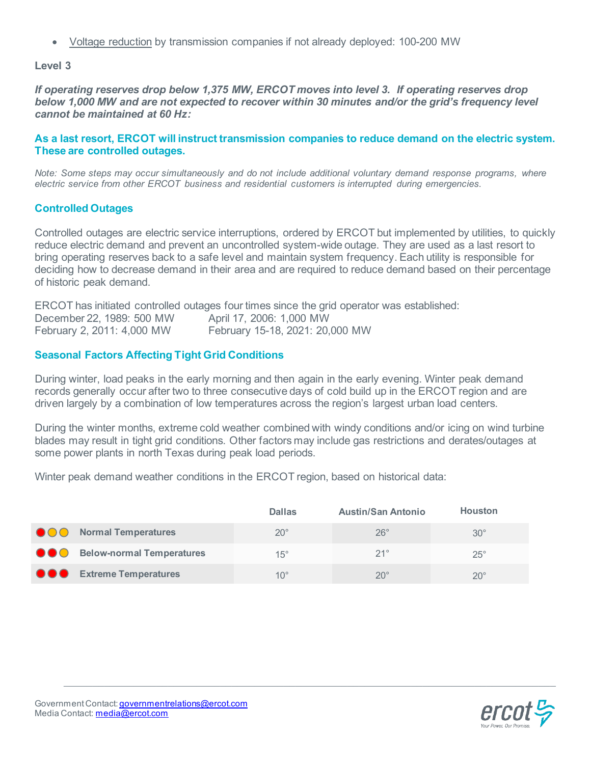- Voltage reduction by transmission companies if not already deployed: 100-200 MW

**Level 3**

***If operating reserves drop below 1,375 MW, ERCOT moves into level 3. If operating reserves drop below 1,000 MW and are not expected to recover within 30 minutes and/or the grid's frequency level cannot be maintained at 60 Hz:***

**As a last resort, ERCOT will instruct transmission companies to reduce demand on the electric system. These are controlled outages.**

*Note: Some steps may occur simultaneously and do not include additional voluntary demand response programs, where electric service from other ERCOT business and residential customers is interrupted during emergencies.*

## Controlled Outages

Controlled outages are electric service interruptions, ordered by ERCOT but implemented by utilities, to quickly reduce electric demand and prevent an uncontrolled system-wide outage. They are used as a last resort to bring operating reserves back to a safe level and maintain system frequency. Each utility is responsible for deciding how to decrease demand in their area and are required to reduce demand based on their percentage of historic peak demand.

ERCOT has initiated controlled outages four times since the grid operator was established:

| | |
|---|---|
| December 22, 1989: 500 MW | April 17, 2006: 1,000 MW |
| February 2, 2011: 4,000 MW | February 15-18, 2021: 20,000 MW |

## Seasonal Factors Affecting Tight Grid Conditions

During winter, load peaks in the early morning and then again in the early evening. Winter peak demand records generally occur after two to three consecutive days of cold build up in the ERCOT region and are driven largely by a combination of low temperatures across the region's largest urban load centers.

During the winter months, extreme cold weather combined with windy conditions and/or icing on wind turbine blades may result in tight grid conditions. Other factors may include gas restrictions and derates/outages at some power plants in north Texas during peak load periods.

Winter peak demand weather conditions in the ERCOT region, based on historical data:

| | Dallas | Austin/San Antonio | Houston |
|---|---|---|---|
| Normal Temperatures | 20° | 26° | 30° |
| Below-normal Temperatures | 15° | 21° | 25° |
| Extreme Temperatures | 10° | 20° | 20° |

Government Contact: governmentrelations@ercot.com
Media Contact: media@ercot.com